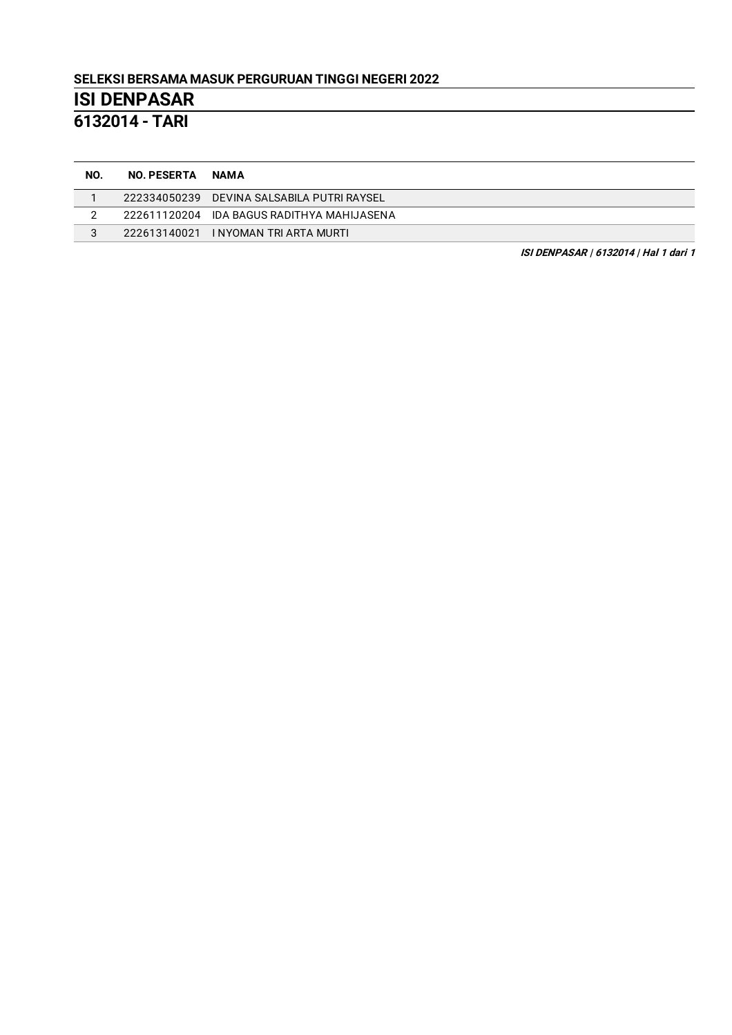**SELEKSI BERSAMA MASUK PERGURUAN TINGGI NEGERI 2022**

# ISI DENPASAR

## 6132014 - TARI

| NO. | NO. PESERTA | NAMA |
| --- | --- | --- |
| 1 | 222334050239 | DEVINA SALSABILA PUTRI RAYSEL |
| 2 | 222611120204 | IDA BAGUS RADITHYA MAHIJASENA |
| 3 | 222613140021 | I NYOMAN TRI ARTA MURTI |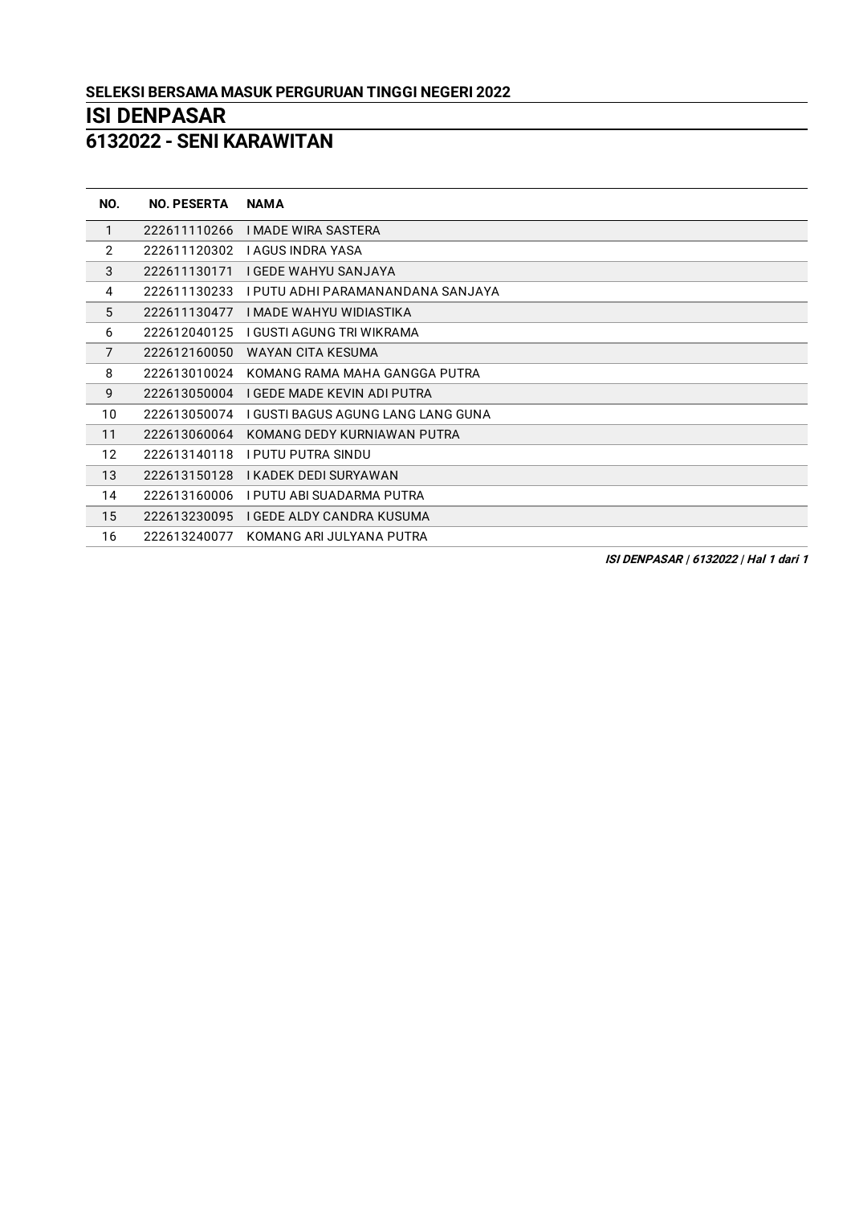**SELEKSI BERSAMA MASUK PERGURUAN TINGGI NEGERI 2022**

# ISI DENPASAR

## 6132022 - SENI KARAWITAN

| NO. | NO. PESERTA | NAMA |
|---|---|---|
| 1 | 222611110266 | I MADE WIRA SASTERA |
| 2 | 222611120302 | I AGUS INDRA YASA |
| 3 | 222611130171 | I GEDE WAHYU SANJAYA |
| 4 | 222611130233 | I PUTU ADHI PARAMANANDANA SANJAYA |
| 5 | 222611130477 | I MADE WAHYU WIDIASTIKA |
| 6 | 222612040125 | I GUSTI AGUNG TRI WIKRAMA |
| 7 | 222612160050 | WAYAN CITA KESUMA |
| 8 | 222613010024 | KOMANG RAMA MAHA GANGGA PUTRA |
| 9 | 222613050004 | I GEDE MADE KEVIN ADI PUTRA |
| 10 | 222613050074 | I GUSTI BAGUS AGUNG LANG LANG GUNA |
| 11 | 222613060064 | KOMANG DEDY KURNIAWAN PUTRA |
| 12 | 222613140118 | I PUTU PUTRA SINDU |
| 13 | 222613150128 | I KADEK DEDI SURYAWAN |
| 14 | 222613160006 | I PUTU ABI SUADARMA PUTRA |
| 15 | 222613230095 | I GEDE ALDY CANDRA KUSUMA |
| 16 | 222613240077 | KOMANG ARI JULYANA PUTRA |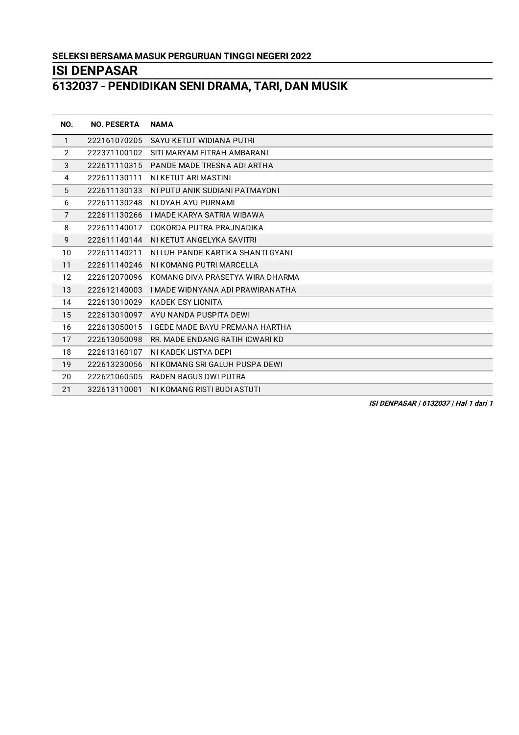**SELEKSI BERSAMA MASUK PERGURUAN TINGGI NEGERI 2022**

# ISI DENPASAR

## 6132037 - PENDIDIKAN SENI DRAMA, TARI, DAN MUSIK

| NO. | NO. PESERTA | NAMA |
|---|---|---|
| 1 | 222161070205 | SAYU KETUT WIDIANA PUTRI |
| 2 | 222371100102 | SITI MARYAM FITRAH AMBARANI |
| 3 | 222611110315 | PANDE MADE TRESNA ADI ARTHA |
| 4 | 222611130111 | NI KETUT ARI MASTINI |
| 5 | 222611130133 | NI PUTU ANIK SUDIANI PATMAYONI |
| 6 | 222611130248 | NI DYAH AYU PURNAMI |
| 7 | 222611130266 | I MADE KARYA SATRIA WIBAWA |
| 8 | 222611140017 | COKORDA PUTRA PRAJNADIKA |
| 9 | 222611140144 | NI KETUT ANGELYKA SAVITRI |
| 10 | 222611140211 | NI LUH PANDE KARTIKA SHANTI GYANI |
| 11 | 222611140246 | NI KOMANG PUTRI MARCELLA |
| 12 | 222612070096 | KOMANG DIVA PRASETYA WIRA DHARMA |
| 13 | 222612140003 | I MADE WIDNYANA ADI PRAWIRANATHA |
| 14 | 222613010029 | KADEK ESY LIONITA |
| 15 | 222613010097 | AYU NANDA PUSPITA DEWI |
| 16 | 222613050015 | I GEDE MADE BAYU PREMANA HARTHA |
| 17 | 222613050098 | RR. MADE ENDANG RATIH ICWARI KD |
| 18 | 222613160107 | NI KADEK LISTYA DEPI |
| 19 | 222613230056 | NI KOMANG SRI GALUH PUSPA DEWI |
| 20 | 222621060505 | RADEN BAGUS DWI PUTRA |
| 21 | 322613110001 | NI KOMANG RISTI BUDI ASTUTI |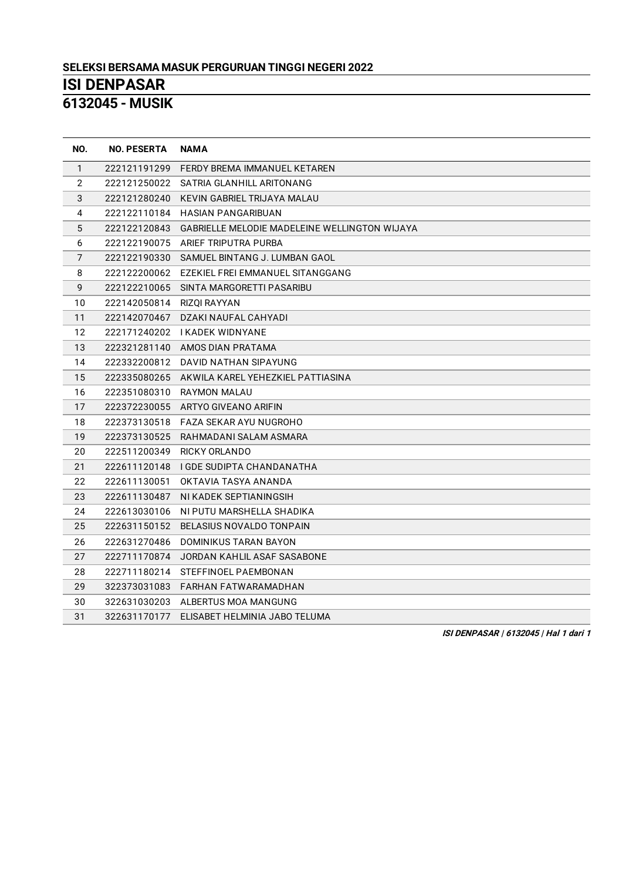**SELEKSI BERSAMA MASUK PERGURUAN TINGGI NEGERI 2022**

# ISI DENPASAR

## 6132045 - MUSIK

| NO. | NO. PESERTA | NAMA |
|---|---|---|
| 1 | 222121191299 | FERDY BREMA IMMANUEL KETAREN |
| 2 | 222121250022 | SATRIA GLANHILL ARITONANG |
| 3 | 222121280240 | KEVIN GABRIEL TRIJAYA MALAU |
| 4 | 222122110184 | HASIAN PANGARIBUAN |
| 5 | 222122120843 | GABRIELLE MELODIE MADELEINE WELLINGTON WIJAYA |
| 6 | 222122190075 | ARIEF TRIPUTRA PURBA |
| 7 | 222122190330 | SAMUEL BINTANG J. LUMBAN GAOL |
| 8 | 222122200062 | EZEKIEL FREI EMMANUEL SITANGGANG |
| 9 | 222122210065 | SINTA MARGORETTI PASARIBU |
| 10 | 222142050814 | RIZQI RAYYAN |
| 11 | 222142070467 | DZAKI NAUFAL CAHYADI |
| 12 | 222171240202 | I KADEK WIDNYANE |
| 13 | 222321281140 | AMOS DIAN PRATAMA |
| 14 | 222332200812 | DAVID NATHAN SIPAYUNG |
| 15 | 222335080265 | AKWILA KAREL YEHEZKIEL PATTIASINA |
| 16 | 222351080310 | RAYMON MALAU |
| 17 | 222372230055 | ARTYO GIVEANO ARIFIN |
| 18 | 222373130518 | FAZA SEKAR AYU NUGROHO |
| 19 | 222373130525 | RAHMADANI SALAM ASMARA |
| 20 | 222511200349 | RICKY ORLANDO |
| 21 | 222611120148 | I GDE SUDIPTA CHANDANATHA |
| 22 | 222611130051 | OKTAVIA TASYA ANANDA |
| 23 | 222611130487 | NI KADEK SEPTIANINGSIH |
| 24 | 222613030106 | NI PUTU MARSHELLA SHADIKA |
| 25 | 222631150152 | BELASIUS NOVALDO TONPAIN |
| 26 | 222631270486 | DOMINIKUS TARAN BAYON |
| 27 | 222711170874 | JORDAN KAHLIL ASAF SASABONE |
| 28 | 222711180214 | STEFFINOEL PAEMBONAN |
| 29 | 322373031083 | FARHAN FATWARAMADHAN |
| 30 | 322631030203 | ALBERTUS MOA MANGUNG |
| 31 | 322631170177 | ELISABET HELMINIA JABO TELUMA |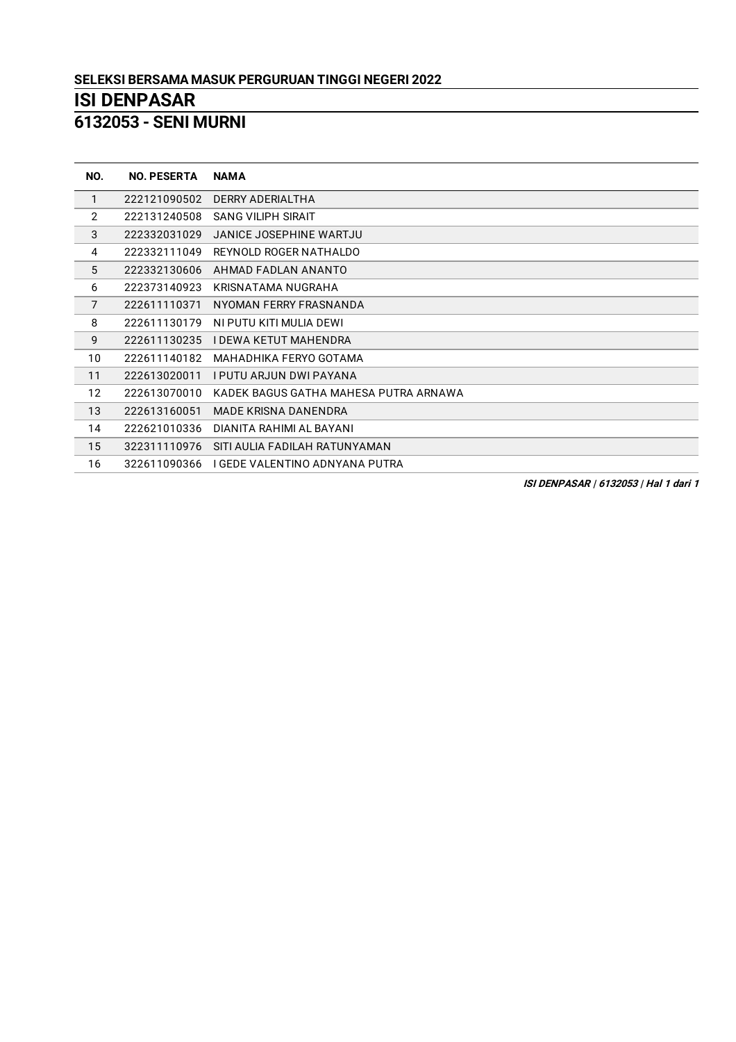**SELEKSI BERSAMA MASUK PERGURUAN TINGGI NEGERI 2022**

# ISI DENPASAR

## 6132053 - SENI MURNI

| NO. | NO. PESERTA | NAMA |
|---|---|---|
| 1 | 222121090502 | DERRY ADERIALTHA |
| 2 | 222131240508 | SANG VILIPH SIRAIT |
| 3 | 222332031029 | JANICE JOSEPHINE WARTJU |
| 4 | 222332111049 | REYNOLD ROGER NATHALDO |
| 5 | 222332130606 | AHMAD FADLAN ANANTO |
| 6 | 222373140923 | KRISNATAMA NUGRAHA |
| 7 | 222611110371 | NYOMAN FERRY FRASNANDA |
| 8 | 222611130179 | NI PUTU KITI MULIA DEWI |
| 9 | 222611130235 | I DEWA KETUT MAHENDRA |
| 10 | 222611140182 | MAHADHIKA FERYO GOTAMA |
| 11 | 222613020011 | I PUTU ARJUN DWI PAYANA |
| 12 | 222613070010 | KADEK BAGUS GATHA MAHESA PUTRA ARNAWA |
| 13 | 222613160051 | MADE KRISNA DANENDRA |
| 14 | 222621010336 | DIANITA RAHIMI AL BAYANI |
| 15 | 322311110976 | SITI AULIA FADILAH RATUNYAMAN |
| 16 | 322611090366 | I GEDE VALENTINO ADNYANA PUTRA |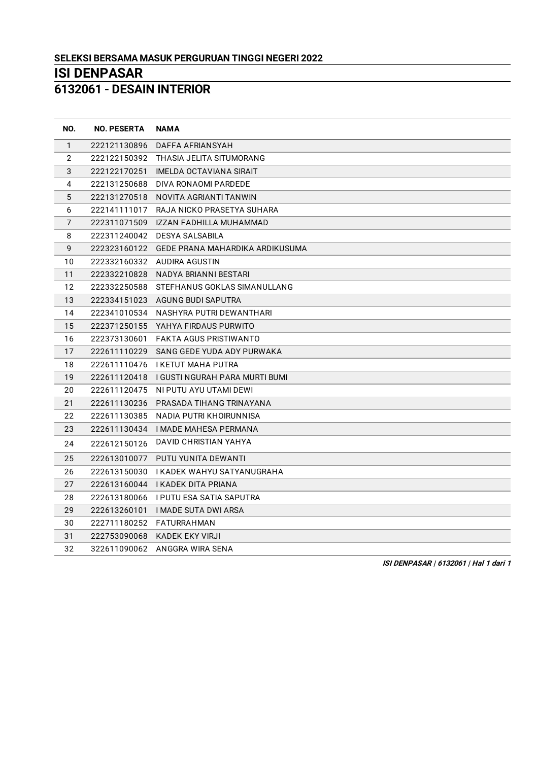**SELEKSI BERSAMA MASUK PERGURUAN TINGGI NEGERI 2022**

# ISI DENPASAR

## 6132061 - DESAIN INTERIOR

| NO. | NO. PESERTA | NAMA |
|---|---|---|
| 1 | 222121130896 | DAFFA AFRIANSYAH |
| 2 | 222122150392 | THASIA JELITA SITUMORANG |
| 3 | 222122170251 | IMELDA OCTAVIANA SIRAIT |
| 4 | 222131250688 | DIVA RONAOMI PARDEDE |
| 5 | 222131270518 | NOVITA AGRIANTI TANWIN |
| 6 | 222141111017 | RAJA NICKO PRASETYA SUHARA |
| 7 | 222311071509 | IZZAN FADHILLA MUHAMMAD |
| 8 | 222311240042 | DESYA SALSABILA |
| 9 | 222323160122 | GEDE PRANA MAHARDIKA ARDIKUSUMA |
| 10 | 222332160332 | AUDIRA AGUSTIN |
| 11 | 222332210828 | NADYA BRIANNI BESTARI |
| 12 | 222332250588 | STEFHANUS GOKLAS SIMANULLANG |
| 13 | 222334151023 | AGUNG BUDI SAPUTRA |
| 14 | 222341010534 | NASHYRA PUTRI DEWANTHARI |
| 15 | 222371250155 | YAHYA FIRDAUS PURWITO |
| 16 | 222373130601 | FAKTA AGUS PRISTIWANTO |
| 17 | 222611110229 | SANG GEDE YUDA ADY PURWAKA |
| 18 | 222611110476 | I KETUT MAHA PUTRA |
| 19 | 222611120418 | I GUSTI NGURAH PARA MURTI BUMI |
| 20 | 222611120475 | NI PUTU AYU UTAMI DEWI |
| 21 | 222611130236 | PRASADA TIHANG TRINAYANA |
| 22 | 222611130385 | NADIA PUTRI KHOIRUNNISA |
| 23 | 222611130434 | I MADE MAHESA PERMANA |
| 24 | 222612150126 | DAVID CHRISTIAN YAHYA |
| 25 | 222613010077 | PUTU YUNITA DEWANTI |
| 26 | 222613150030 | I KADEK WAHYU SATYANUGRAHA |
| 27 | 222613160044 | I KADEK DITA PRIANA |
| 28 | 222613180066 | I PUTU ESA SATIA SAPUTRA |
| 29 | 222613260101 | I MADE SUTA DWI ARSA |
| 30 | 222711180252 | FATURRAHMAN |
| 31 | 222753090068 | KADEK EKY VIRJI |
| 32 | 322611090062 | ANGGRA WIRA SENA |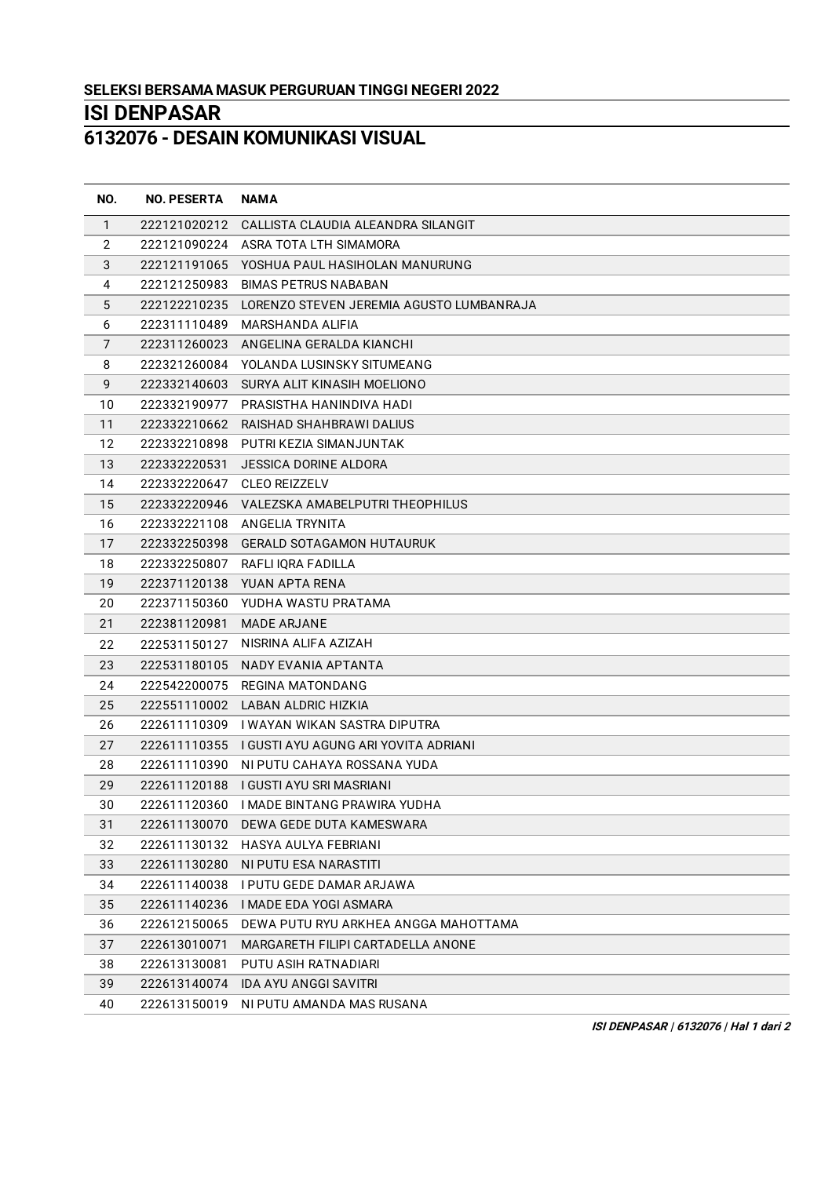**SELEKSI BERSAMA MASUK PERGURUAN TINGGI NEGERI 2022**

# ISI DENPASAR

## 6132076 - DESAIN KOMUNIKASI VISUAL

| NO. | NO. PESERTA | NAMA |
|---|---|---|
| 1 | 222121020212 | CALLISTA CLAUDIA ALEANDRA SILANGIT |
| 2 | 222121090224 | ASRA TOTA LTH SIMAMORA |
| 3 | 222121191065 | YOSHUA PAUL HASIHOLAN MANURUNG |
| 4 | 222121250983 | BIMAS PETRUS NABABAN |
| 5 | 222122210235 | LORENZO STEVEN JEREMIA AGUSTO LUMBANRAJA |
| 6 | 222311110489 | MARSHANDA ALIFIA |
| 7 | 222311260023 | ANGELINA GERALDA KIANCHI |
| 8 | 222321260084 | YOLANDA LUSINSKY SITUMEANG |
| 9 | 222332140603 | SURYA ALIT KINASIH MOELIONO |
| 10 | 222332190977 | PRASISTHA HANINDIVA HADI |
| 11 | 222332210662 | RAISHAD SHAHBRAWI DALIUS |
| 12 | 222332210898 | PUTRI KEZIA SIMANJUNTAK |
| 13 | 222332220531 | JESSICA DORINE ALDORA |
| 14 | 222332220647 | CLEO REIZZELV |
| 15 | 222332220946 | VALEZSKA AMABELPUTRI THEOPHILUS |
| 16 | 222332221108 | ANGELIA TRYNITA |
| 17 | 222332250398 | GERALD SOTAGAMON HUTAURUK |
| 18 | 222332250807 | RAFLI IQRA FADILLA |
| 19 | 222371120138 | YUAN APTA RENA |
| 20 | 222371150360 | YUDHA WASTU PRATAMA |
| 21 | 222381120981 | MADE ARJANE |
| 22 | 222531150127 | NISRINA ALIFA AZIZAH |
| 23 | 222531180105 | NADY EVANIA APTANTA |
| 24 | 222542200075 | REGINA MATONDANG |
| 25 | 222551110002 | LABAN ALDRIC HIZKIA |
| 26 | 222611110309 | I WAYAN WIKAN SASTRA DIPUTRA |
| 27 | 222611110355 | I GUSTI AYU AGUNG ARI YOVITA ADRIANI |
| 28 | 222611110390 | NI PUTU CAHAYA ROSSANA YUDA |
| 29 | 222611120188 | I GUSTI AYU SRI MASRIANI |
| 30 | 222611120360 | I MADE BINTANG PRAWIRA YUDHA |
| 31 | 222611130070 | DEWA GEDE DUTA KAMESWARA |
| 32 | 222611130132 | HASYA AULYA FEBRIANI |
| 33 | 222611130280 | NI PUTU ESA NARASTITI |
| 34 | 222611140038 | I PUTU GEDE DAMAR ARJAWA |
| 35 | 222611140236 | I MADE EDA YOGI ASMARA |
| 36 | 222612150065 | DEWA PUTU RYU ARKHEA ANGGA MAHOTTAMA |
| 37 | 222613010071 | MARGARETH FILIPI CARTADELLA ANONE |
| 38 | 222613130081 | PUTU ASIH RATNADIARI |
| 39 | 222613140074 | IDA AYU ANGGI SAVITRI |
| 40 | 222613150019 | NI PUTU AMANDA MAS RUSANA |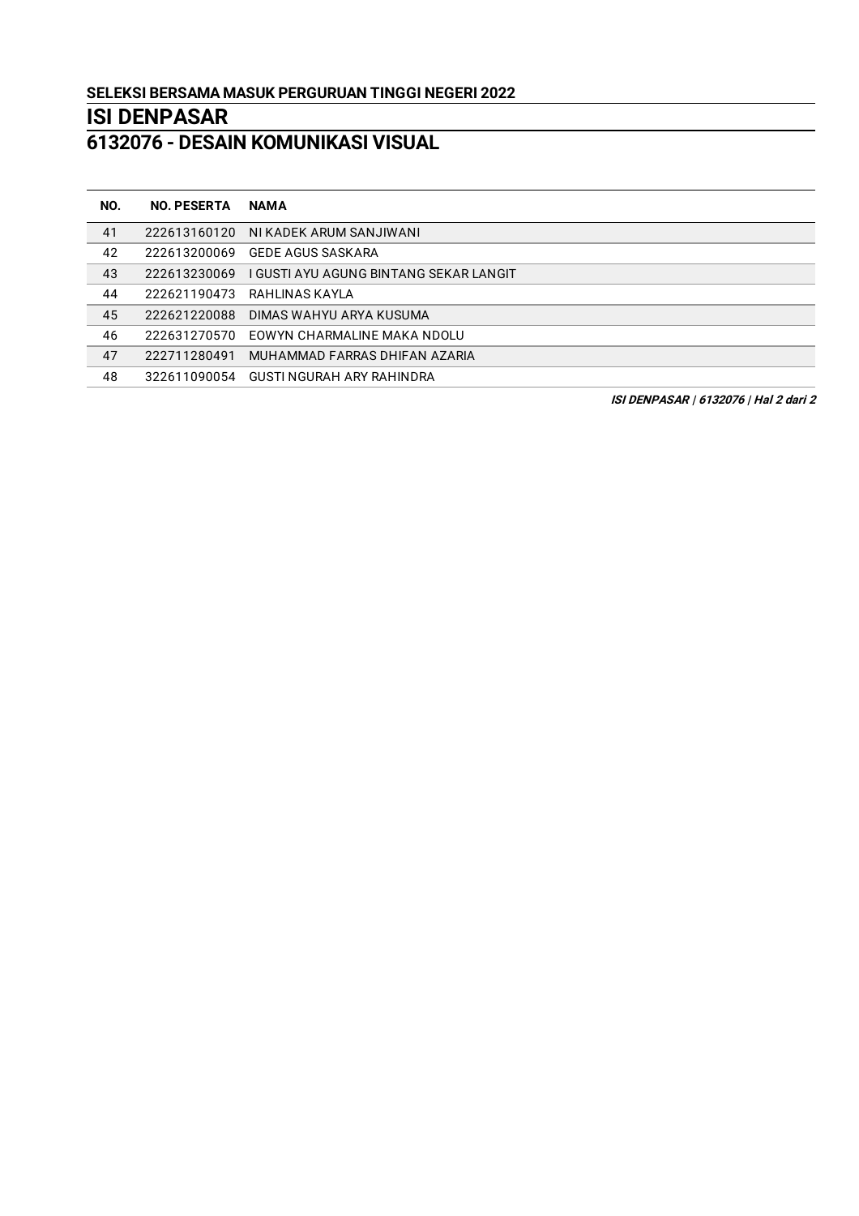**SELEKSI BERSAMA MASUK PERGURUAN TINGGI NEGERI 2022**

# ISI DENPASAR

## 6132076 - DESAIN KOMUNIKASI VISUAL

| NO. | NO. PESERTA | NAMA |
|---|---|---|
| 41 | 222613160120 | NI KADEK ARUM SANJIWANI |
| 42 | 222613200069 | GEDE AGUS SASKARA |
| 43 | 222613230069 | I GUSTI AYU AGUNG BINTANG SEKAR LANGIT |
| 44 | 222621190473 | RAHLINAS KAYLA |
| 45 | 222621220088 | DIMAS WAHYU ARYA KUSUMA |
| 46 | 222631270570 | EOWYN CHARMALINE MAKA NDOLU |
| 47 | 222711280491 | MUHAMMAD FARRAS DHIFAN AZARIA |
| 48 | 322611090054 | GUSTI NGURAH ARY RAHINDRA |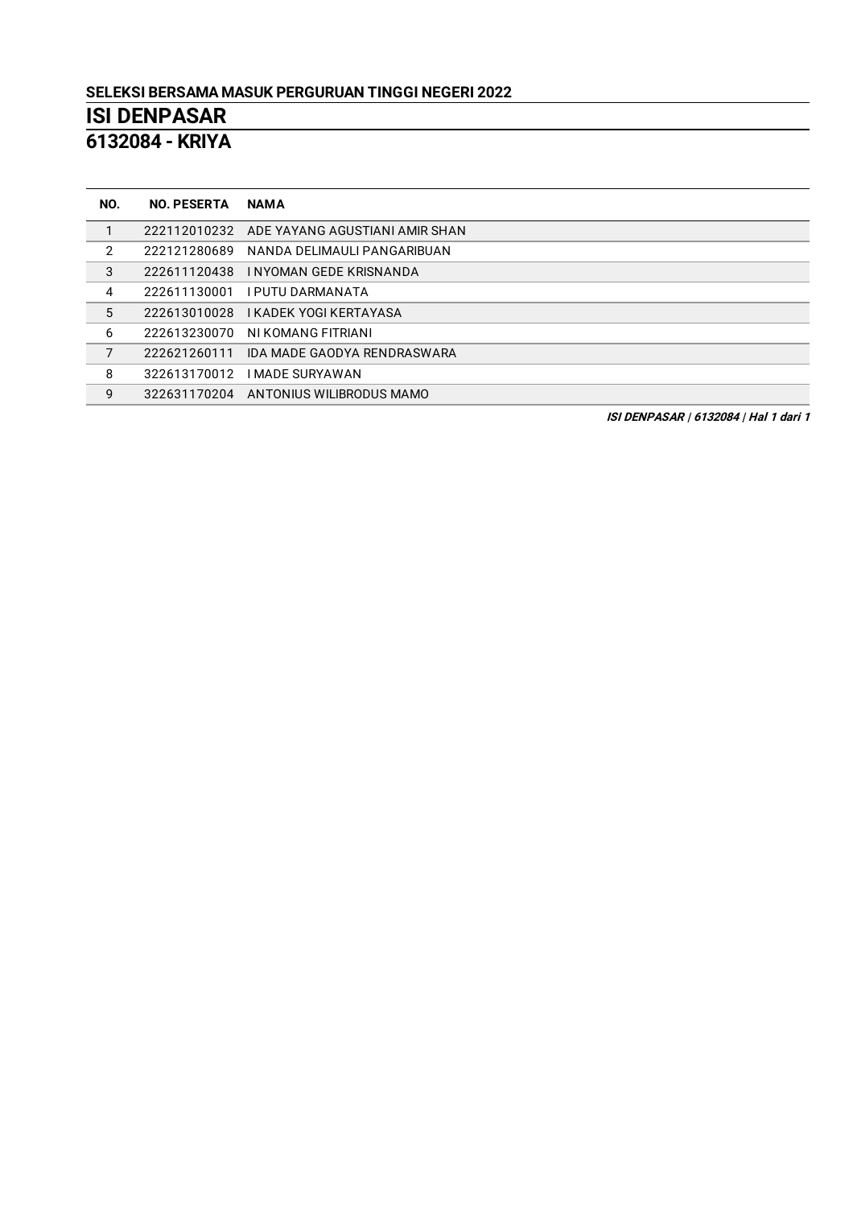**SELEKSI BERSAMA MASUK PERGURUAN TINGGI NEGERI 2022**

# ISI DENPASAR

## 6132084 - KRIYA

| NO. | NO. PESERTA | NAMA |
|---|---|---|
| 1 | 222112010232 | ADE YAYANG AGUSTIANI AMIR SHAN |
| 2 | 222121280689 | NANDA DELIMAULI PANGARIBUAN |
| 3 | 222611120438 | I NYOMAN GEDE KRISNANDA |
| 4 | 222611130001 | I PUTU DARMANATA |
| 5 | 222613010028 | I KADEK YOGI KERTAYASA |
| 6 | 222613230070 | NI KOMANG FITRIANI |
| 7 | 222621260111 | IDA MADE GAODYA RENDRASWARA |
| 8 | 322613170012 | I MADE SURYAWAN |
| 9 | 322631170204 | ANTONIUS WILIBRODUS MAMO |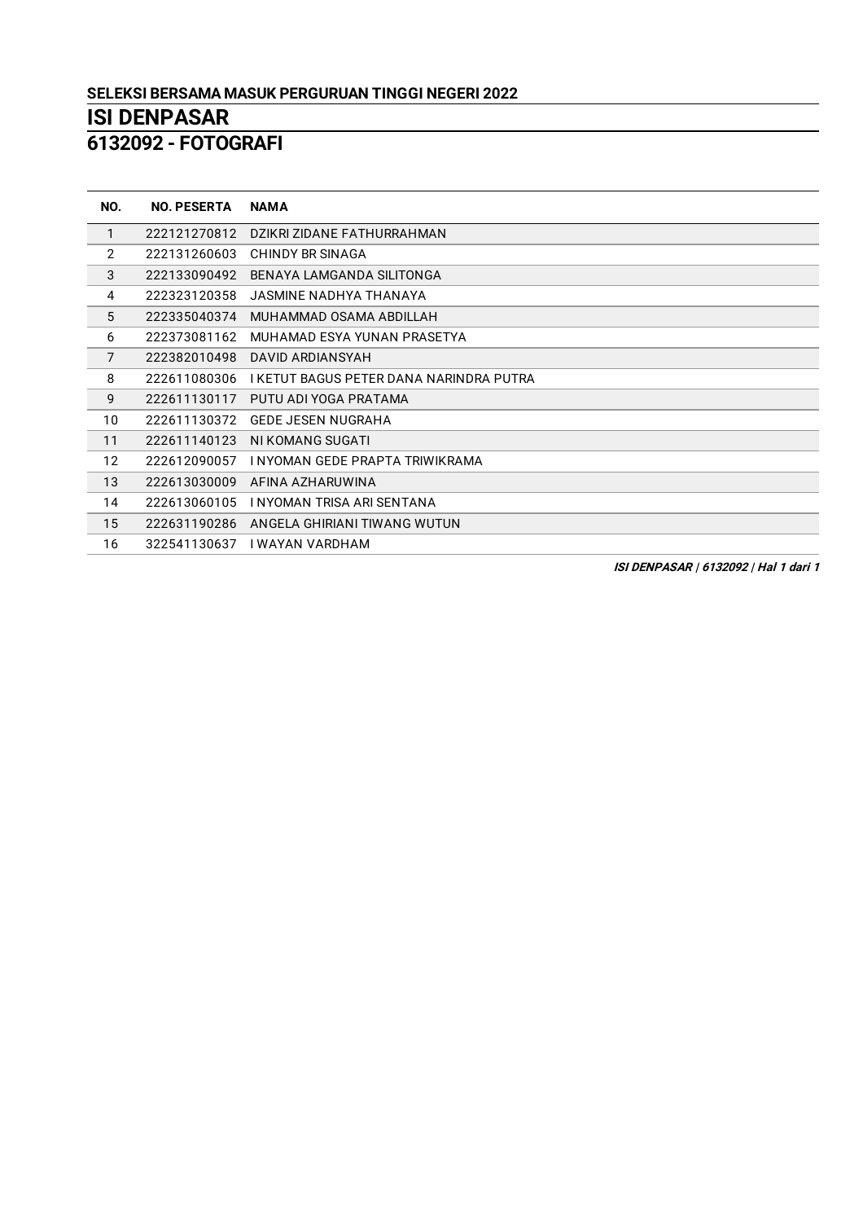**SELEKSI BERSAMA MASUK PERGURUAN TINGGI NEGERI 2022**

# ISI DENPASAR

## 6132092 - FOTOGRAFI

| NO. | NO. PESERTA | NAMA |
|---|---|---|
| 1 | 222121270812 | DZIKRI ZIDANE FATHURRAHMAN |
| 2 | 222131260603 | CHINDY BR SINAGA |
| 3 | 222133090492 | BENAYA LAMGANDA SILITONGA |
| 4 | 222323120358 | JASMINE NADHYA THANAYA |
| 5 | 222335040374 | MUHAMMAD OSAMA ABDILLAH |
| 6 | 222373081162 | MUHAMAD ESYA YUNAN PRASETYA |
| 7 | 222382010498 | DAVID ARDIANSYAH |
| 8 | 222611080306 | I KETUT BAGUS PETER DANA NARINDRA PUTRA |
| 9 | 222611130117 | PUTU ADI YOGA PRATAMA |
| 10 | 222611130372 | GEDE JESEN NUGRAHA |
| 11 | 222611140123 | NI KOMANG SUGATI |
| 12 | 222612090057 | I NYOMAN GEDE PRAPTA TRIWIKRAMA |
| 13 | 222613030009 | AFINA AZHARUWINA |
| 14 | 222613060105 | I NYOMAN TRISA ARI SENTANA |
| 15 | 222631190286 | ANGELA GHIRIANI TIWANG WUTUN |
| 16 | 322541130637 | I WAYAN VARDHAM |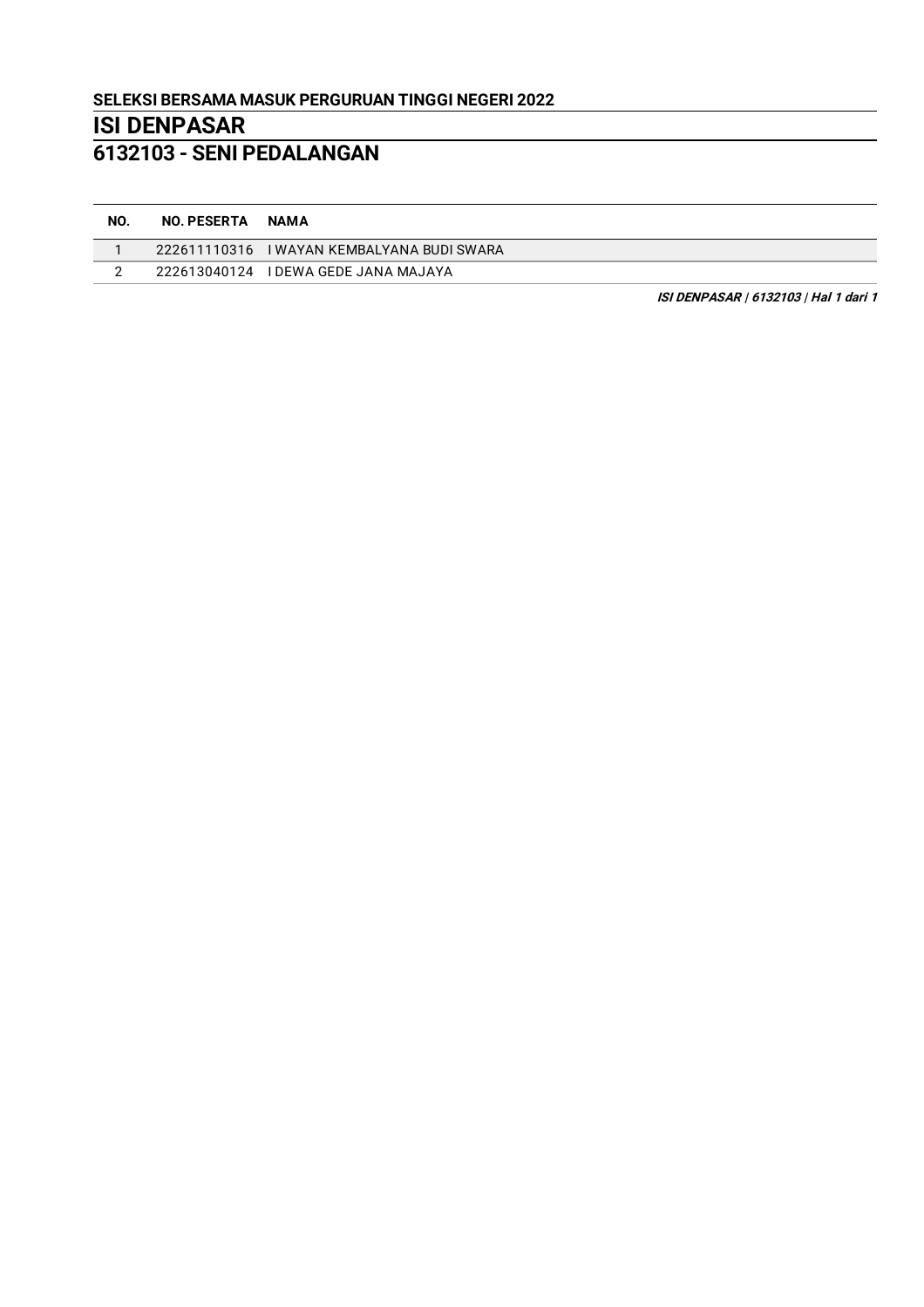**SELEKSI BERSAMA MASUK PERGURUAN TINGGI NEGERI 2022**

# ISI DENPASAR

## 6132103 - SENI PEDALANGAN

| NO. | NO. PESERTA | NAMA |
|---|---|---|
| 1 | 222611110316 | I WAYAN KEMBALYANA BUDI SWARA |
| 2 | 222613040124 | I DEWA GEDE JANA MAJAYA |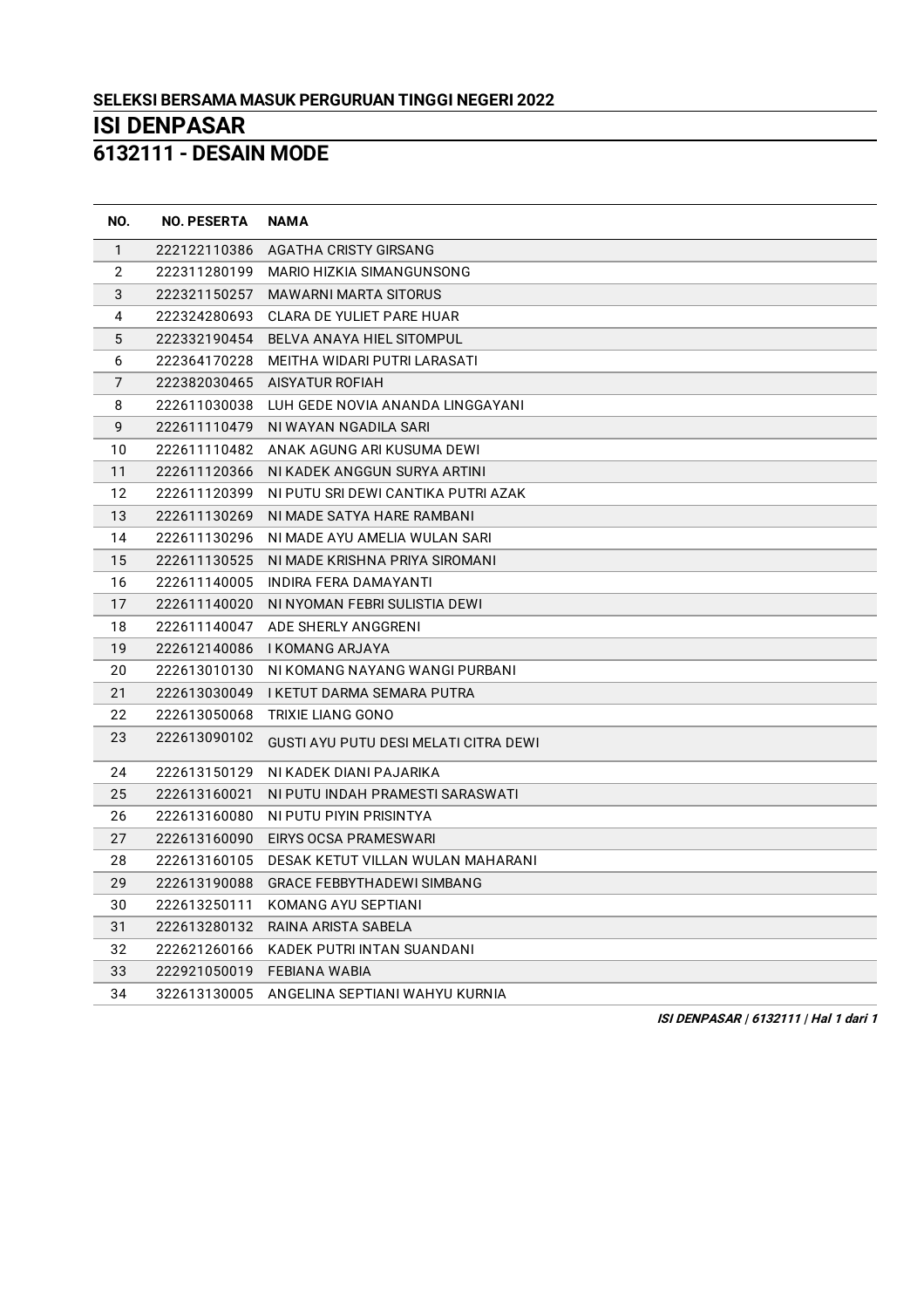**SELEKSI BERSAMA MASUK PERGURUAN TINGGI NEGERI 2022**

# ISI DENPASAR

## 6132111 - DESAIN MODE

| NO. | NO. PESERTA | NAMA |
|---|---|---|
| 1 | 222122110386 | AGATHA CRISTY GIRSANG |
| 2 | 222311280199 | MARIO HIZKIA SIMANGUNSONG |
| 3 | 222321150257 | MAWARNI MARTA SITORUS |
| 4 | 222324280693 | CLARA DE YULIET PARE HUAR |
| 5 | 222332190454 | BELVA ANAYA HIEL SITOMPUL |
| 6 | 222364170228 | MEITHA WIDARI PUTRI LARASATI |
| 7 | 222382030465 | AISYATUR ROFIAH |
| 8 | 222611030038 | LUH GEDE NOVIA ANANDA LINGGAYANI |
| 9 | 222611110479 | NI WAYAN NGADILA SARI |
| 10 | 222611110482 | ANAK AGUNG ARI KUSUMA DEWI |
| 11 | 222611120366 | NI KADEK ANGGUN SURYA ARTINI |
| 12 | 222611120399 | NI PUTU SRI DEWI CANTIKA PUTRI AZAK |
| 13 | 222611130269 | NI MADE SATYA HARE RAMBANI |
| 14 | 222611130296 | NI MADE AYU AMELIA WULAN SARI |
| 15 | 222611130525 | NI MADE KRISHNA PRIYA SIROMANI |
| 16 | 222611140005 | INDIRA FERA DAMAYANTI |
| 17 | 222611140020 | NI NYOMAN FEBRI SULISTIA DEWI |
| 18 | 222611140047 | ADE SHERLY ANGGRENI |
| 19 | 222612140086 | I KOMANG ARJAYA |
| 20 | 222613010130 | NI KOMANG NAYANG WANGI PURBANI |
| 21 | 222613030049 | I KETUT DARMA SEMARA PUTRA |
| 22 | 222613050068 | TRIXIE LIANG GONO |
| 23 | 222613090102 | GUSTI AYU PUTU DESI MELATI CITRA DEWI |
| 24 | 222613150129 | NI KADEK DIANI PAJARIKA |
| 25 | 222613160021 | NI PUTU INDAH PRAMESTI SARASWATI |
| 26 | 222613160080 | NI PUTU PIYIN PRISINTYA |
| 27 | 222613160090 | EIRYS OCSA PRAMESWARI |
| 28 | 222613160105 | DESAK KETUT VILLAN WULAN MAHARANI |
| 29 | 222613190088 | GRACE FEBBYTHADEWI SIMBANG |
| 30 | 222613250111 | KOMANG AYU SEPTIANI |
| 31 | 222613280132 | RAINA ARISTA SABELA |
| 32 | 222621260166 | KADEK PUTRI INTAN SUANDANI |
| 33 | 222921050019 | FEBIANA WABIA |
| 34 | 322613130005 | ANGELINA SEPTIANI WAHYU KURNIA |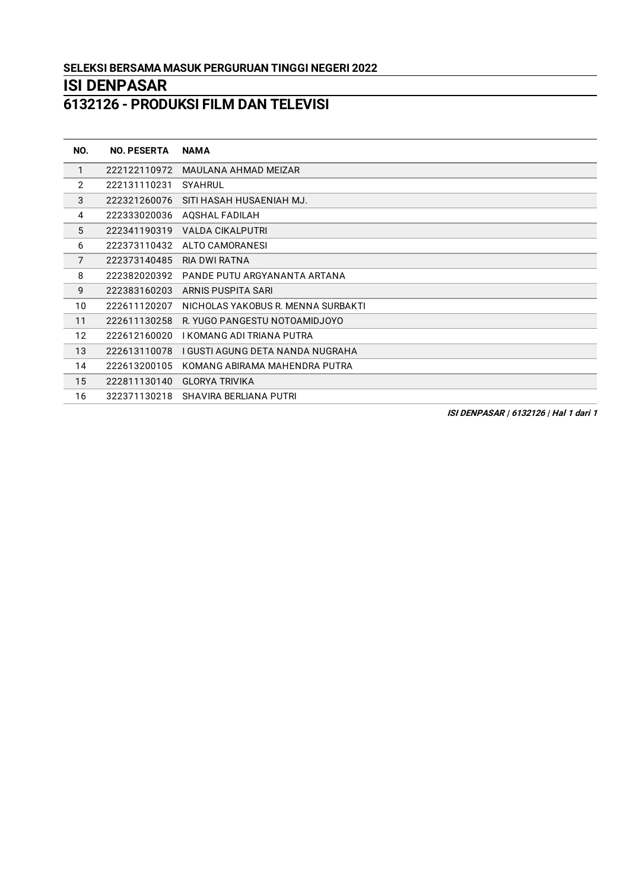**SELEKSI BERSAMA MASUK PERGURUAN TINGGI NEGERI 2022**

# ISI DENPASAR

## 6132126 - PRODUKSI FILM DAN TELEVISI

| NO. | NO. PESERTA | NAMA |
|---|---|---|
| 1 | 222122110972 | MAULANA AHMAD MEIZAR |
| 2 | 222131110231 | SYAHRUL |
| 3 | 222321260076 | SITI HASAH HUSAENIAH MJ. |
| 4 | 222333020036 | AQSHAL FADILAH |
| 5 | 222341190319 | VALDA CIKALPUTRI |
| 6 | 222373110432 | ALTO CAMORANESI |
| 7 | 222373140485 | RIA DWI RATNA |
| 8 | 222382020392 | PANDE PUTU ARGYANANTA ARTANA |
| 9 | 222383160203 | ARNIS PUSPITA SARI |
| 10 | 222611120207 | NICHOLAS YAKOBUS R. MENNA SURBAKTI |
| 11 | 222611130258 | R. YUGO PANGESTU NOTOAMIDJOYO |
| 12 | 222612160020 | I KOMANG ADI TRIANA PUTRA |
| 13 | 222613110078 | I GUSTI AGUNG DETA NANDA NUGRAHA |
| 14 | 222613200105 | KOMANG ABIRAMA MAHENDRA PUTRA |
| 15 | 222811130140 | GLORYA TRIVIKA |
| 16 | 322371130218 | SHAVIRA BERLIANA PUTRI |